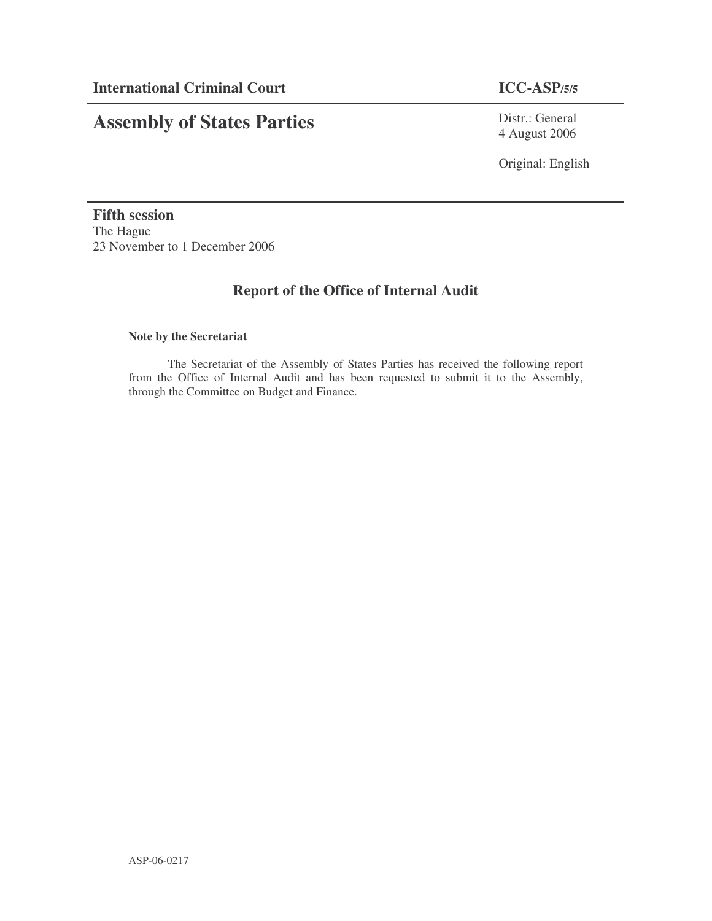**International Criminal Court** **ICC-ASP/5/5**

# Assembly of States Parties

Distr.: General
4 August 2006

Original: English

**Fifth session**
The Hague
23 November to 1 December 2006

## Report of the Office of Internal Audit

**Note by the Secretariat**

The Secretariat of the Assembly of States Parties has received the following report from the Office of Internal Audit and has been requested to submit it to the Assembly, through the Committee on Budget and Finance.

ASP-06-0217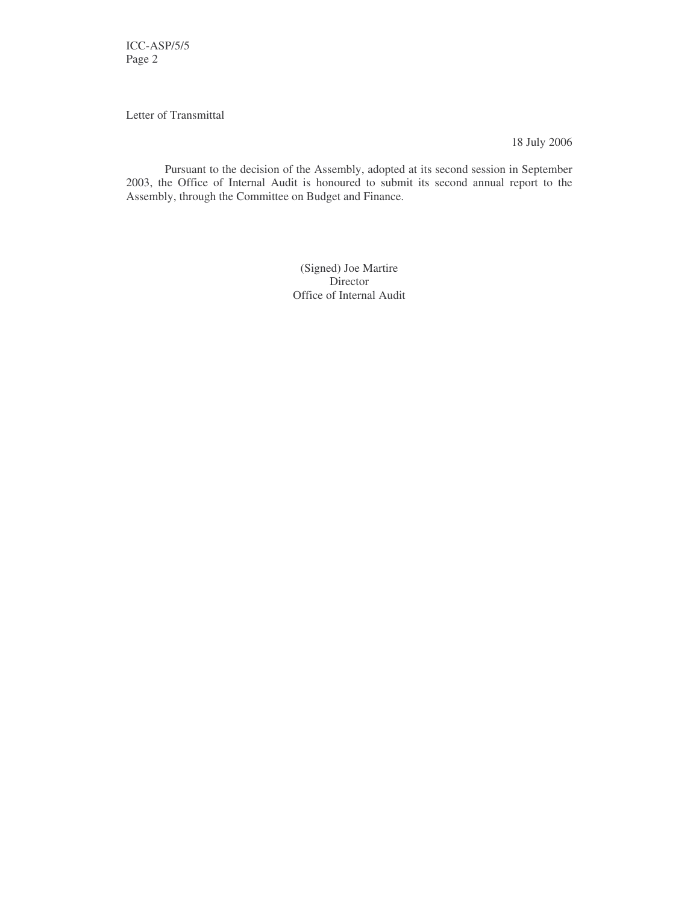Letter of Transmittal

18 July 2006

Pursuant to the decision of the Assembly, adopted at its second session in September 2003, the Office of Internal Audit is honoured to submit its second annual report to the Assembly, through the Committee on Budget and Finance.

(Signed) Joe Martire
Director
Office of Internal Audit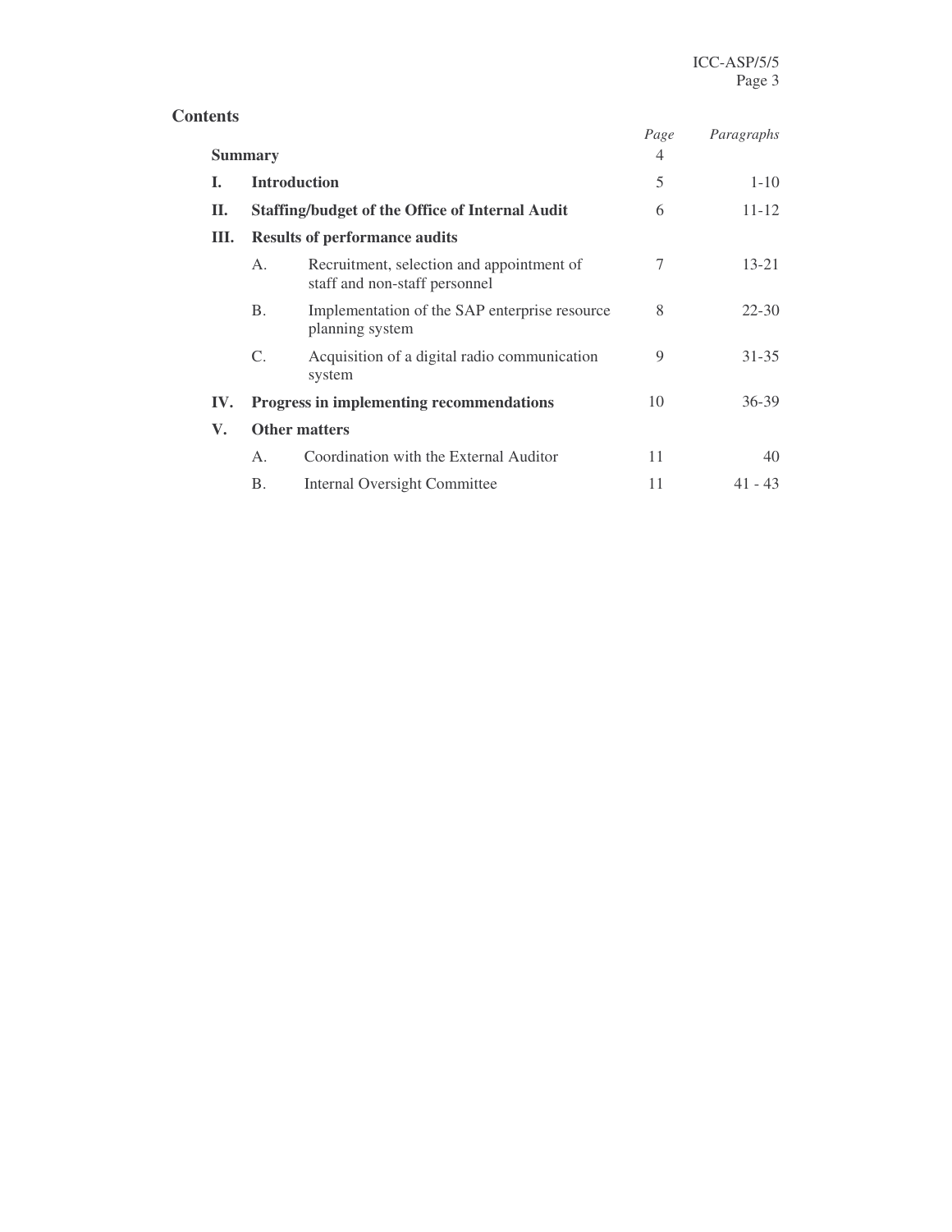## Contents

| | | Page | Paragraphs |
|---|---|---|---|
| **Summary** | | 4 | |
| **I.** | **Introduction** | 5 | 1-10 |
| **II.** | **Staffing/budget of the Office of Internal Audit** | 6 | 11-12 |
| **III.** | **Results of performance audits** | | |
| | A. Recruitment, selection and appointment of staff and non-staff personnel | 7 | 13-21 |
| | B. Implementation of the SAP enterprise resource planning system | 8 | 22-30 |
| | C. Acquisition of a digital radio communication system | 9 | 31-35 |
| **IV.** | **Progress in implementing recommendations** | 10 | 36-39 |
| **V.** | **Other matters** | | |
| | A. Coordination with the External Auditor | 11 | 40 |
| | B. Internal Oversight Committee | 11 | 41 - 43 |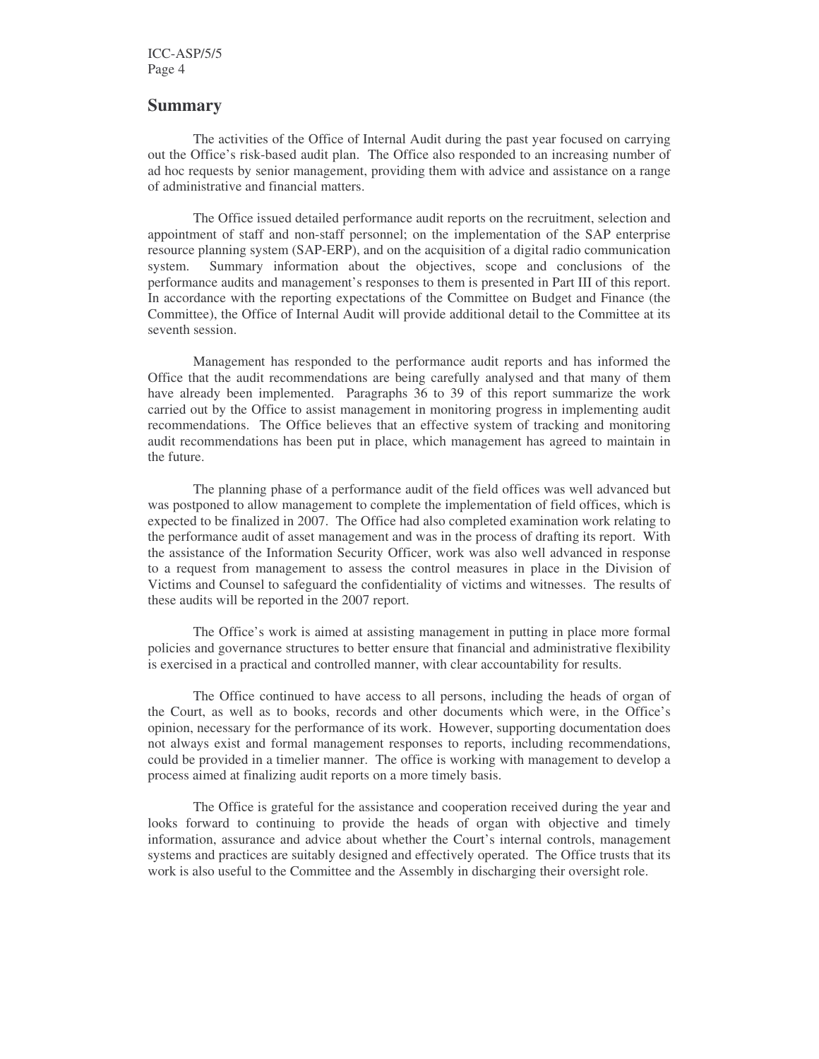## Summary

The activities of the Office of Internal Audit during the past year focused on carrying out the Office's risk-based audit plan. The Office also responded to an increasing number of ad hoc requests by senior management, providing them with advice and assistance on a range of administrative and financial matters.

The Office issued detailed performance audit reports on the recruitment, selection and appointment of staff and non-staff personnel; on the implementation of the SAP enterprise resource planning system (SAP-ERP), and on the acquisition of a digital radio communication system. Summary information about the objectives, scope and conclusions of the performance audits and management's responses to them is presented in Part III of this report. In accordance with the reporting expectations of the Committee on Budget and Finance (the Committee), the Office of Internal Audit will provide additional detail to the Committee at its seventh session.

Management has responded to the performance audit reports and has informed the Office that the audit recommendations are being carefully analysed and that many of them have already been implemented. Paragraphs 36 to 39 of this report summarize the work carried out by the Office to assist management in monitoring progress in implementing audit recommendations. The Office believes that an effective system of tracking and monitoring audit recommendations has been put in place, which management has agreed to maintain in the future.

The planning phase of a performance audit of the field offices was well advanced but was postponed to allow management to complete the implementation of field offices, which is expected to be finalized in 2007. The Office had also completed examination work relating to the performance audit of asset management and was in the process of drafting its report. With the assistance of the Information Security Officer, work was also well advanced in response to a request from management to assess the control measures in place in the Division of Victims and Counsel to safeguard the confidentiality of victims and witnesses. The results of these audits will be reported in the 2007 report.

The Office's work is aimed at assisting management in putting in place more formal policies and governance structures to better ensure that financial and administrative flexibility is exercised in a practical and controlled manner, with clear accountability for results.

The Office continued to have access to all persons, including the heads of organ of the Court, as well as to books, records and other documents which were, in the Office's opinion, necessary for the performance of its work. However, supporting documentation does not always exist and formal management responses to reports, including recommendations, could be provided in a timelier manner. The office is working with management to develop a process aimed at finalizing audit reports on a more timely basis.

The Office is grateful for the assistance and cooperation received during the year and looks forward to continuing to provide the heads of organ with objective and timely information, assurance and advice about whether the Court's internal controls, management systems and practices are suitably designed and effectively operated. The Office trusts that its work is also useful to the Committee and the Assembly in discharging their oversight role.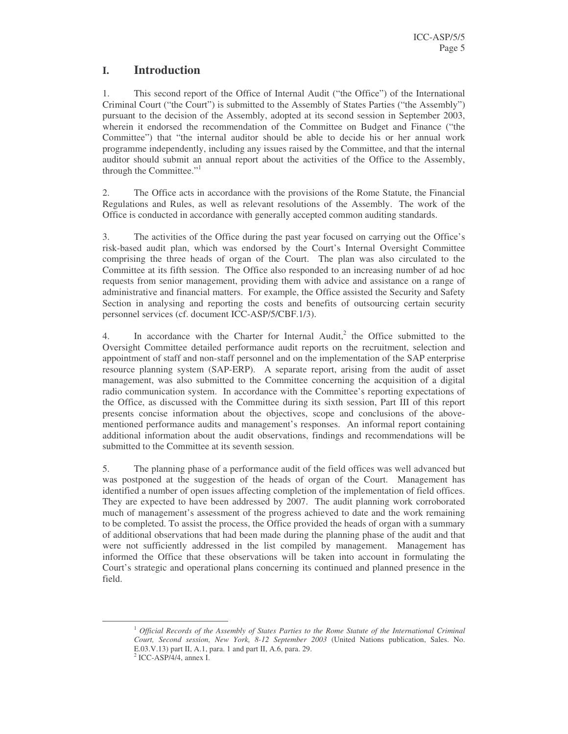## I. Introduction

1. This second report of the Office of Internal Audit ("the Office") of the International Criminal Court ("the Court") is submitted to the Assembly of States Parties ("the Assembly") pursuant to the decision of the Assembly, adopted at its second session in September 2003, wherein it endorsed the recommendation of the Committee on Budget and Finance ("the Committee") that "the internal auditor should be able to decide his or her annual work programme independently, including any issues raised by the Committee, and that the internal auditor should submit an annual report about the activities of the Office to the Assembly, through the Committee."[1]

2. The Office acts in accordance with the provisions of the Rome Statute, the Financial Regulations and Rules, as well as relevant resolutions of the Assembly. The work of the Office is conducted in accordance with generally accepted common auditing standards.

3. The activities of the Office during the past year focused on carrying out the Office's risk-based audit plan, which was endorsed by the Court's Internal Oversight Committee comprising the three heads of organ of the Court. The plan was also circulated to the Committee at its fifth session. The Office also responded to an increasing number of ad hoc requests from senior management, providing them with advice and assistance on a range of administrative and financial matters. For example, the Office assisted the Security and Safety Section in analysing and reporting the costs and benefits of outsourcing certain security personnel services (cf. document ICC-ASP/5/CBF.1/3).

4. In accordance with the Charter for Internal Audit,[2] the Office submitted to the Oversight Committee detailed performance audit reports on the recruitment, selection and appointment of staff and non-staff personnel and on the implementation of the SAP enterprise resource planning system (SAP-ERP). A separate report, arising from the audit of asset management, was also submitted to the Committee concerning the acquisition of a digital radio communication system. In accordance with the Committee's reporting expectations of the Office, as discussed with the Committee during its sixth session, Part III of this report presents concise information about the objectives, scope and conclusions of the above-mentioned performance audits and management's responses. An informal report containing additional information about the audit observations, findings and recommendations will be submitted to the Committee at its seventh session.

5. The planning phase of a performance audit of the field offices was well advanced but was postponed at the suggestion of the heads of organ of the Court. Management has identified a number of open issues affecting completion of the implementation of field offices. They are expected to have been addressed by 2007. The audit planning work corroborated much of management's assessment of the progress achieved to date and the work remaining to be completed. To assist the process, the Office provided the heads of organ with a summary of additional observations that had been made during the planning phase of the audit and that were not sufficiently addressed in the list compiled by management. Management has informed the Office that these observations will be taken into account in formulating the Court's strategic and operational plans concerning its continued and planned presence in the field.

---

[1] *Official Records of the Assembly of States Parties to the Rome Statute of the International Criminal Court, Second session, New York, 8-12 September 2003* (United Nations publication, Sales. No. E.03.V.13) part II, A.1, para. 1 and part II, A.6, para. 29.

[2] ICC-ASP/4/4, annex I.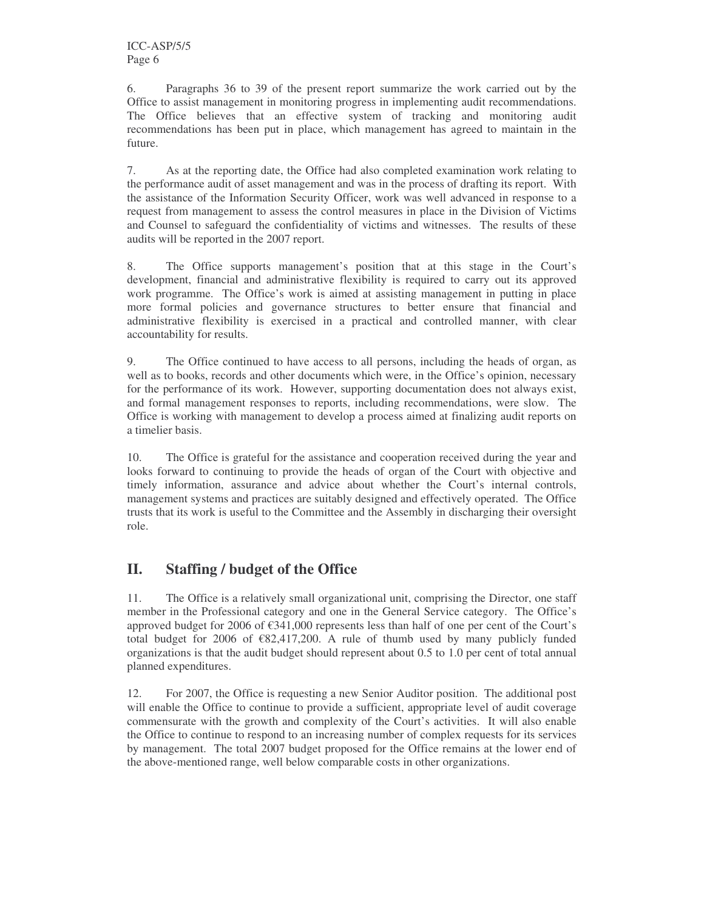6. Paragraphs 36 to 39 of the present report summarize the work carried out by the Office to assist management in monitoring progress in implementing audit recommendations. The Office believes that an effective system of tracking and monitoring audit recommendations has been put in place, which management has agreed to maintain in the future.

7. As at the reporting date, the Office had also completed examination work relating to the performance audit of asset management and was in the process of drafting its report. With the assistance of the Information Security Officer, work was well advanced in response to a request from management to assess the control measures in place in the Division of Victims and Counsel to safeguard the confidentiality of victims and witnesses. The results of these audits will be reported in the 2007 report.

8. The Office supports management's position that at this stage in the Court's development, financial and administrative flexibility is required to carry out its approved work programme. The Office's work is aimed at assisting management in putting in place more formal policies and governance structures to better ensure that financial and administrative flexibility is exercised in a practical and controlled manner, with clear accountability for results.

9. The Office continued to have access to all persons, including the heads of organ, as well as to books, records and other documents which were, in the Office's opinion, necessary for the performance of its work. However, supporting documentation does not always exist, and formal management responses to reports, including recommendations, were slow. The Office is working with management to develop a process aimed at finalizing audit reports on a timelier basis.

10. The Office is grateful for the assistance and cooperation received during the year and looks forward to continuing to provide the heads of organ of the Court with objective and timely information, assurance and advice about whether the Court's internal controls, management systems and practices are suitably designed and effectively operated. The Office trusts that its work is useful to the Committee and the Assembly in discharging their oversight role.

## II. Staffing / budget of the Office

11. The Office is a relatively small organizational unit, comprising the Director, one staff member in the Professional category and one in the General Service category. The Office's approved budget for 2006 of €341,000 represents less than half of one per cent of the Court's total budget for 2006 of €82,417,200. A rule of thumb used by many publicly funded organizations is that the audit budget should represent about 0.5 to 1.0 per cent of total annual planned expenditures.

12. For 2007, the Office is requesting a new Senior Auditor position. The additional post will enable the Office to continue to provide a sufficient, appropriate level of audit coverage commensurate with the growth and complexity of the Court's activities. It will also enable the Office to continue to respond to an increasing number of complex requests for its services by management. The total 2007 budget proposed for the Office remains at the lower end of the above-mentioned range, well below comparable costs in other organizations.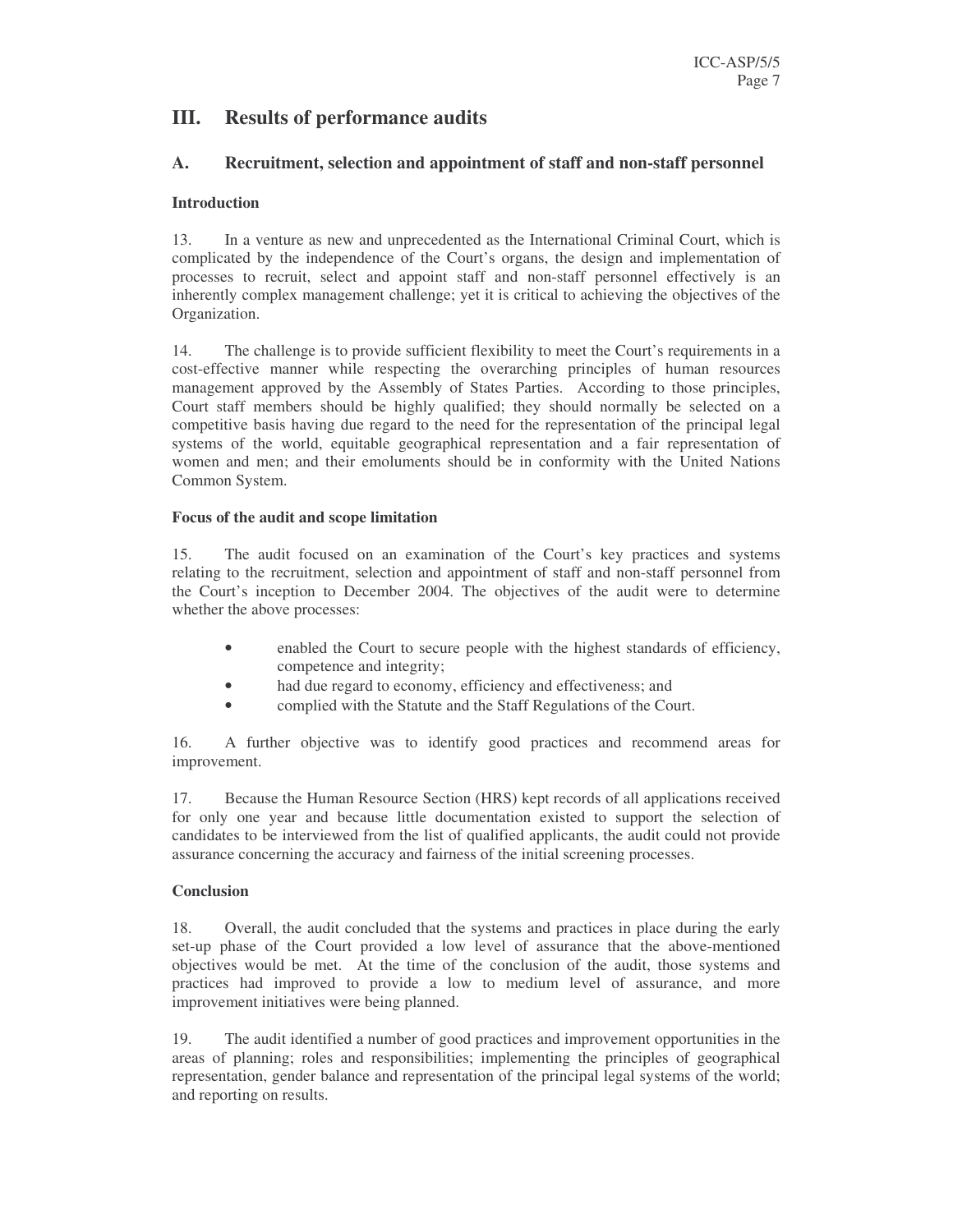## III. Results of performance audits

### A. Recruitment, selection and appointment of staff and non-staff personnel

**Introduction**

13. In a venture as new and unprecedented as the International Criminal Court, which is complicated by the independence of the Court's organs, the design and implementation of processes to recruit, select and appoint staff and non-staff personnel effectively is an inherently complex management challenge; yet it is critical to achieving the objectives of the Organization.

14. The challenge is to provide sufficient flexibility to meet the Court's requirements in a cost-effective manner while respecting the overarching principles of human resources management approved by the Assembly of States Parties. According to those principles, Court staff members should be highly qualified; they should normally be selected on a competitive basis having due regard to the need for the representation of the principal legal systems of the world, equitable geographical representation and a fair representation of women and men; and their emoluments should be in conformity with the United Nations Common System.

**Focus of the audit and scope limitation**

15. The audit focused on an examination of the Court's key practices and systems relating to the recruitment, selection and appointment of staff and non-staff personnel from the Court's inception to December 2004. The objectives of the audit were to determine whether the above processes:

- enabled the Court to secure people with the highest standards of efficiency, competence and integrity;
- had due regard to economy, efficiency and effectiveness; and
- complied with the Statute and the Staff Regulations of the Court.

16. A further objective was to identify good practices and recommend areas for improvement.

17. Because the Human Resource Section (HRS) kept records of all applications received for only one year and because little documentation existed to support the selection of candidates to be interviewed from the list of qualified applicants, the audit could not provide assurance concerning the accuracy and fairness of the initial screening processes.

**Conclusion**

18. Overall, the audit concluded that the systems and practices in place during the early set-up phase of the Court provided a low level of assurance that the above-mentioned objectives would be met. At the time of the conclusion of the audit, those systems and practices had improved to provide a low to medium level of assurance, and more improvement initiatives were being planned.

19. The audit identified a number of good practices and improvement opportunities in the areas of planning; roles and responsibilities; implementing the principles of geographical representation, gender balance and representation of the principal legal systems of the world; and reporting on results.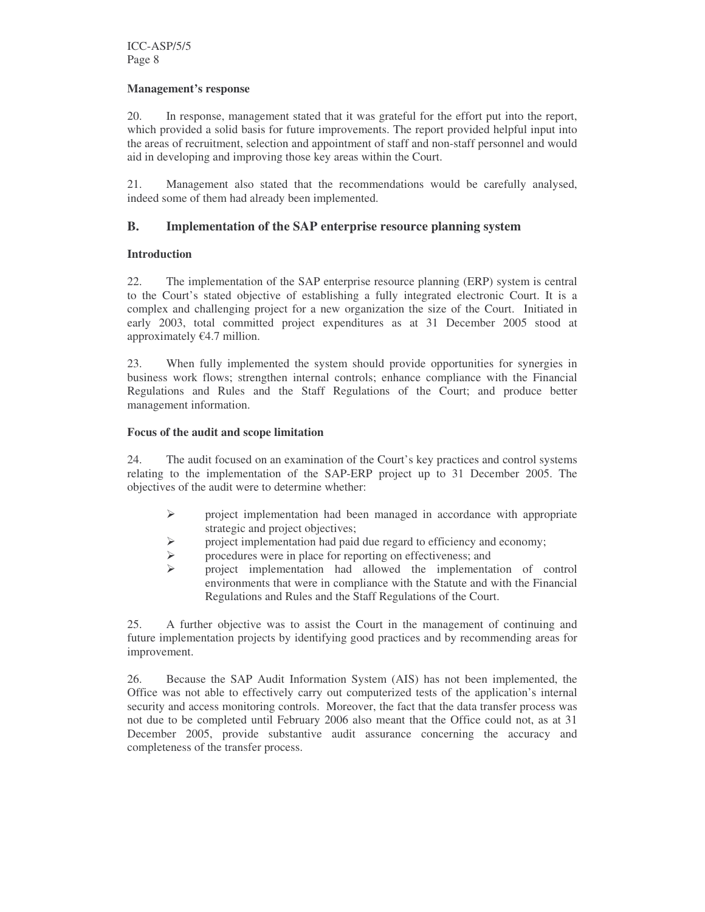**Management's response**

20. In response, management stated that it was grateful for the effort put into the report, which provided a solid basis for future improvements. The report provided helpful input into the areas of recruitment, selection and appointment of staff and non-staff personnel and would aid in developing and improving those key areas within the Court.

21. Management also stated that the recommendations would be carefully analysed, indeed some of them had already been implemented.

## B. Implementation of the SAP enterprise resource planning system

**Introduction**

22. The implementation of the SAP enterprise resource planning (ERP) system is central to the Court's stated objective of establishing a fully integrated electronic Court. It is a complex and challenging project for a new organization the size of the Court. Initiated in early 2003, total committed project expenditures as at 31 December 2005 stood at approximately €4.7 million.

23. When fully implemented the system should provide opportunities for synergies in business work flows; strengthen internal controls; enhance compliance with the Financial Regulations and Rules and the Staff Regulations of the Court; and produce better management information.

**Focus of the audit and scope limitation**

24. The audit focused on an examination of the Court's key practices and control systems relating to the implementation of the SAP-ERP project up to 31 December 2005. The objectives of the audit were to determine whether:

- project implementation had been managed in accordance with appropriate strategic and project objectives;
- project implementation had paid due regard to efficiency and economy;
- procedures were in place for reporting on effectiveness; and
- project implementation had allowed the implementation of control environments that were in compliance with the Statute and with the Financial Regulations and Rules and the Staff Regulations of the Court.

25. A further objective was to assist the Court in the management of continuing and future implementation projects by identifying good practices and by recommending areas for improvement.

26. Because the SAP Audit Information System (AIS) has not been implemented, the Office was not able to effectively carry out computerized tests of the application's internal security and access monitoring controls. Moreover, the fact that the data transfer process was not due to be completed until February 2006 also meant that the Office could not, as at 31 December 2005, provide substantive audit assurance concerning the accuracy and completeness of the transfer process.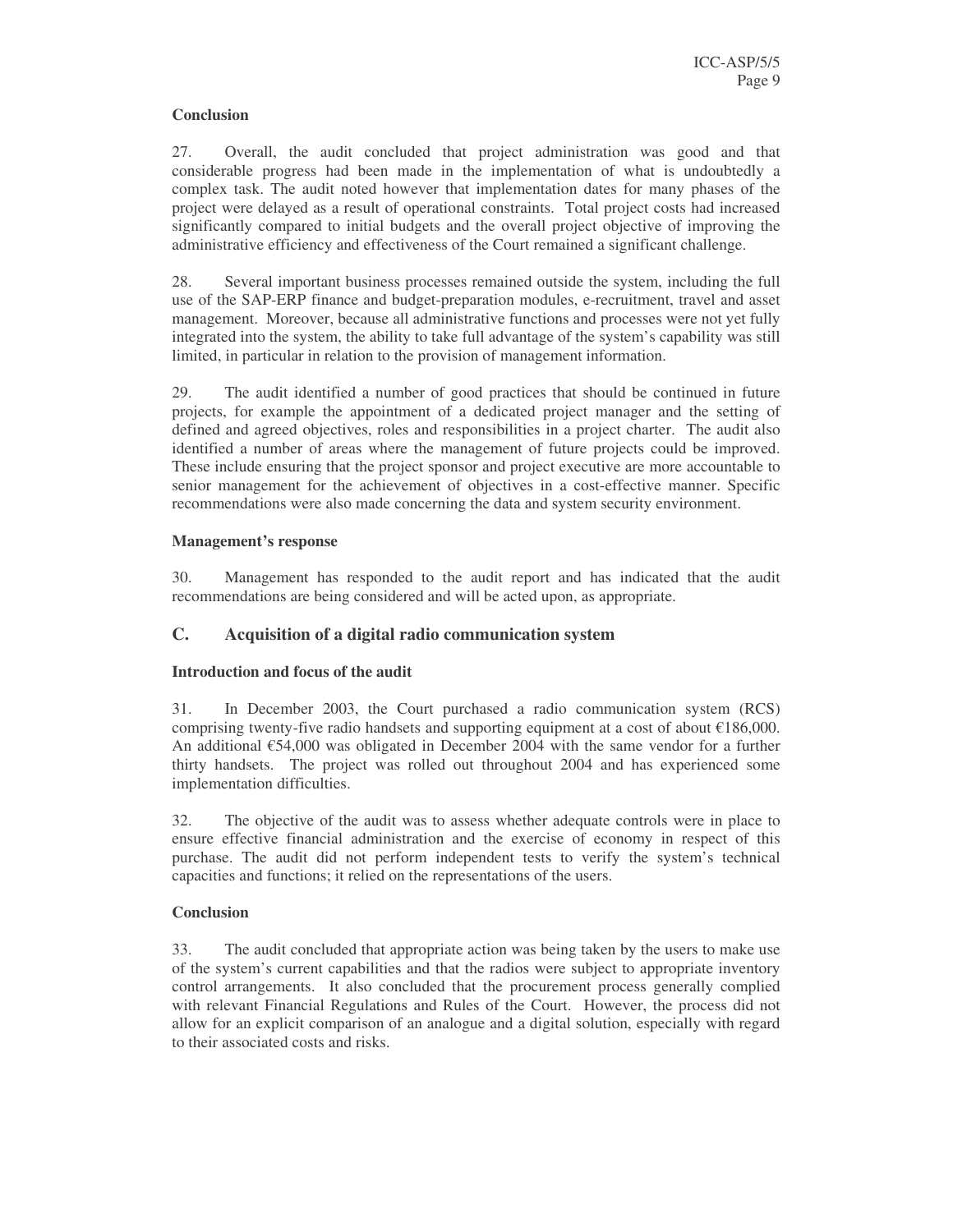**Conclusion**

27. Overall, the audit concluded that project administration was good and that considerable progress had been made in the implementation of what is undoubtedly a complex task. The audit noted however that implementation dates for many phases of the project were delayed as a result of operational constraints. Total project costs had increased significantly compared to initial budgets and the overall project objective of improving the administrative efficiency and effectiveness of the Court remained a significant challenge.

28. Several important business processes remained outside the system, including the full use of the SAP-ERP finance and budget-preparation modules, e-recruitment, travel and asset management. Moreover, because all administrative functions and processes were not yet fully integrated into the system, the ability to take full advantage of the system's capability was still limited, in particular in relation to the provision of management information.

29. The audit identified a number of good practices that should be continued in future projects, for example the appointment of a dedicated project manager and the setting of defined and agreed objectives, roles and responsibilities in a project charter. The audit also identified a number of areas where the management of future projects could be improved. These include ensuring that the project sponsor and project executive are more accountable to senior management for the achievement of objectives in a cost-effective manner. Specific recommendations were also made concerning the data and system security environment.

**Management's response**

30. Management has responded to the audit report and has indicated that the audit recommendations are being considered and will be acted upon, as appropriate.

## C. Acquisition of a digital radio communication system

**Introduction and focus of the audit**

31. In December 2003, the Court purchased a radio communication system (RCS) comprising twenty-five radio handsets and supporting equipment at a cost of about €186,000. An additional €54,000 was obligated in December 2004 with the same vendor for a further thirty handsets. The project was rolled out throughout 2004 and has experienced some implementation difficulties.

32. The objective of the audit was to assess whether adequate controls were in place to ensure effective financial administration and the exercise of economy in respect of this purchase. The audit did not perform independent tests to verify the system's technical capacities and functions; it relied on the representations of the users.

**Conclusion**

33. The audit concluded that appropriate action was being taken by the users to make use of the system's current capabilities and that the radios were subject to appropriate inventory control arrangements. It also concluded that the procurement process generally complied with relevant Financial Regulations and Rules of the Court. However, the process did not allow for an explicit comparison of an analogue and a digital solution, especially with regard to their associated costs and risks.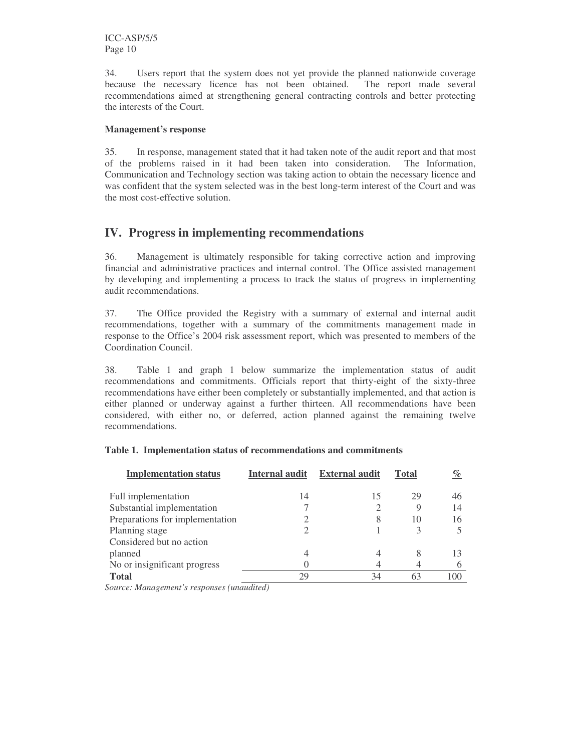34. Users report that the system does not yet provide the planned nationwide coverage because the necessary licence has not been obtained. The report made several recommendations aimed at strengthening general contracting controls and better protecting the interests of the Court.

**Management's response**

35. In response, management stated that it had taken note of the audit report and that most of the problems raised in it had been taken into consideration. The Information, Communication and Technology section was taking action to obtain the necessary licence and was confident that the system selected was in the best long-term interest of the Court and was the most cost-effective solution.

## IV. Progress in implementing recommendations

36. Management is ultimately responsible for taking corrective action and improving financial and administrative practices and internal control. The Office assisted management by developing and implementing a process to track the status of progress in implementing audit recommendations.

37. The Office provided the Registry with a summary of external and internal audit recommendations, together with a summary of the commitments management made in response to the Office's 2004 risk assessment report, which was presented to members of the Coordination Council.

38. Table 1 and graph 1 below summarize the implementation status of audit recommendations and commitments. Officials report that thirty-eight of the sixty-three recommendations have either been completely or substantially implemented, and that action is either planned or underway against a further thirteen. All recommendations have been considered, with either no, or deferred, action planned against the remaining twelve recommendations.

**Table 1. Implementation status of recommendations and commitments**

| Implementation status | Internal audit | External audit | Total | % |
|---|---|---|---|---|
| Full implementation | 14 | 15 | 29 | 46 |
| Substantial implementation | 7 | 2 | 9 | 14 |
| Preparations for implementation | 2 | 8 | 10 | 16 |
| Planning stage | 2 | 1 | 3 | 5 |
| Considered but no action planned | 4 | 4 | 8 | 13 |
| No or insignificant progress | 0 | 4 | 4 | 6 |
| **Total** | 29 | 34 | 63 | 100 |

*Source: Management's responses (unaudited)*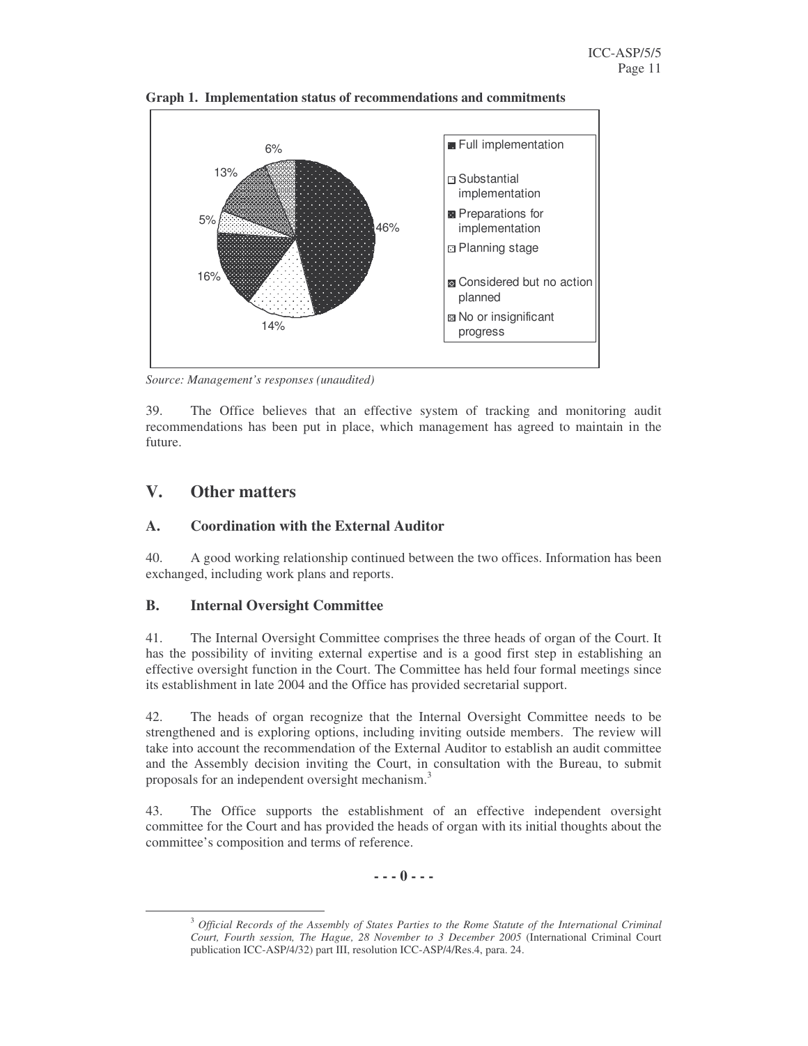**Graph 1. Implementation status of recommendations and commitments**

6%

13%

5%

46%

16%

14%

Full implementation

Substantial implementation

Preparations for implementation

Planning stage

Considered but no action planned

No or insignificant progress

*Source: Management's responses (unaudited)*

39. The Office believes that an effective system of tracking and monitoring audit recommendations has been put in place, which management has agreed to maintain in the future.

## V. Other matters

### A. Coordination with the External Auditor

40. A good working relationship continued between the two offices. Information has been exchanged, including work plans and reports.

### B. Internal Oversight Committee

41. The Internal Oversight Committee comprises the three heads of organ of the Court. It has the possibility of inviting external expertise and is a good first step in establishing an effective oversight function in the Court. The Committee has held four formal meetings since its establishment in late 2004 and the Office has provided secretarial support.

42. The heads of organ recognize that the Internal Oversight Committee needs to be strengthened and is exploring options, including inviting outside members. The review will take into account the recommendation of the External Auditor to establish an audit committee and the Assembly decision inviting the Court, in consultation with the Bureau, to submit proposals for an independent oversight mechanism.[3]

43. The Office supports the establishment of an effective independent oversight committee for the Court and has provided the heads of organ with its initial thoughts about the committee's composition and terms of reference.

**- - - 0 - - -**

[3] *Official Records of the Assembly of States Parties to the Rome Statute of the International Criminal Court, Fourth session, The Hague, 28 November to 3 December 2005* (International Criminal Court publication ICC-ASP/4/32) part III, resolution ICC-ASP/4/Res.4, para. 24.